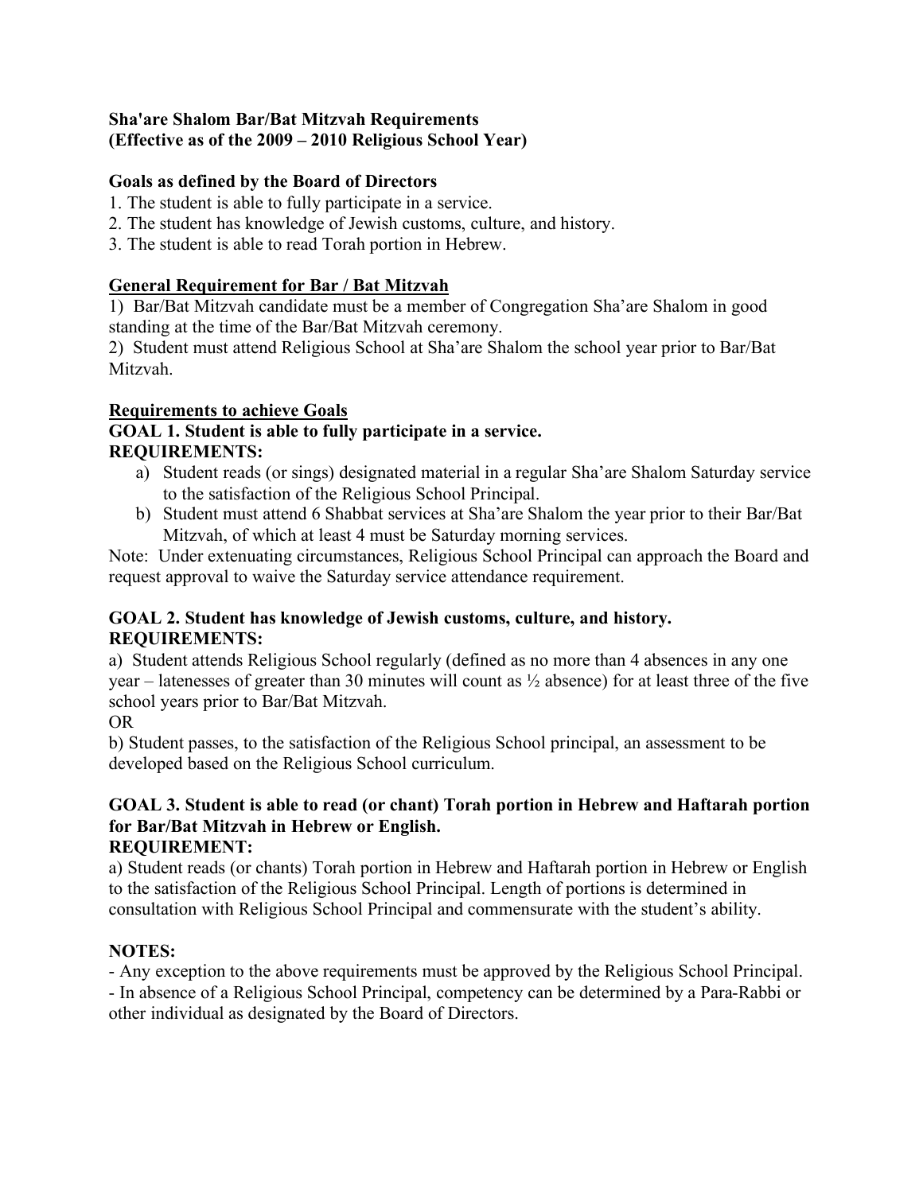**Sha'are Shalom Bar/Bat Mitzvah Requirements**
**(Effective as of the 2009 – 2010 Religious School Year)**

**Goals as defined by the Board of Directors**

1. The student is able to fully participate in a service.
2. The student has knowledge of Jewish customs, culture, and history.
3. The student is able to read Torah portion in Hebrew.

**General Requirement for Bar / Bat Mitzvah**

1) Bar/Bat Mitzvah candidate must be a member of Congregation Sha'are Shalom in good standing at the time of the Bar/Bat Mitzvah ceremony.
2) Student must attend Religious School at Sha'are Shalom the school year prior to Bar/Bat Mitzvah.

**Requirements to achieve Goals**

**GOAL 1. Student is able to fully participate in a service.**
**REQUIREMENTS:**

a) Student reads (or sings) designated material in a regular Sha'are Shalom Saturday service to the satisfaction of the Religious School Principal.
b) Student must attend 6 Shabbat services at Sha'are Shalom the year prior to their Bar/Bat Mitzvah, of which at least 4 must be Saturday morning services.

Note: Under extenuating circumstances, Religious School Principal can approach the Board and request approval to waive the Saturday service attendance requirement.

**GOAL 2. Student has knowledge of Jewish customs, culture, and history.**
**REQUIREMENTS:**

a) Student attends Religious School regularly (defined as no more than 4 absences in any one year – latenesses of greater than 30 minutes will count as ½ absence) for at least three of the five school years prior to Bar/Bat Mitzvah.

OR

b) Student passes, to the satisfaction of the Religious School principal, an assessment to be developed based on the Religious School curriculum.

**GOAL 3. Student is able to read (or chant) Torah portion in Hebrew and Haftarah portion for Bar/Bat Mitzvah in Hebrew or English.**
**REQUIREMENT:**

a) Student reads (or chants) Torah portion in Hebrew and Haftarah portion in Hebrew or English to the satisfaction of the Religious School Principal. Length of portions is determined in consultation with Religious School Principal and commensurate with the student's ability.

**NOTES:**

- Any exception to the above requirements must be approved by the Religious School Principal.
- In absence of a Religious School Principal, competency can be determined by a Para-Rabbi or other individual as designated by the Board of Directors.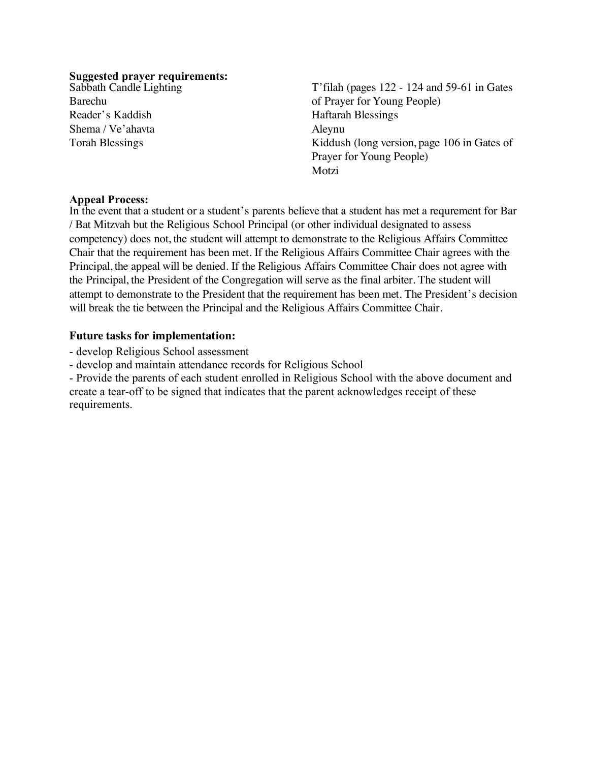**Suggested prayer requirements:**

Sabbath Candle Lighting
Barechu
Reader's Kaddish
Shema / Ve'ahavta
Torah Blessings
T'filah (pages 122 - 124 and 59-61 in Gates of Prayer for Young People)
Haftarah Blessings
Aleynu
Kiddush (long version, page 106 in Gates of Prayer for Young People)
Motzi

**Appeal Process:**

In the event that a student or a student's parents believe that a student has met a requrement for Bar / Bat Mitzvah but the Religious School Principal (or other individual designated to assess competency) does not, the student will attempt to demonstrate to the Religious Affairs Committee Chair that the requirement has been met. If the Religious Affairs Committee Chair agrees with the Principal, the appeal will be denied. If the Religious Affairs Committee Chair does not agree with the Principal, the President of the Congregation will serve as the final arbiter. The student will attempt to demonstrate to the President that the requirement has been met. The President's decision will break the tie between the Principal and the Religious Affairs Committee Chair.

### Future tasks for implementation:

- develop Religious School assessment
- develop and maintain attendance records for Religious School
- Provide the parents of each student enrolled in Religious School with the above document and create a tear-off to be signed that indicates that the parent acknowledges receipt of these requirements.